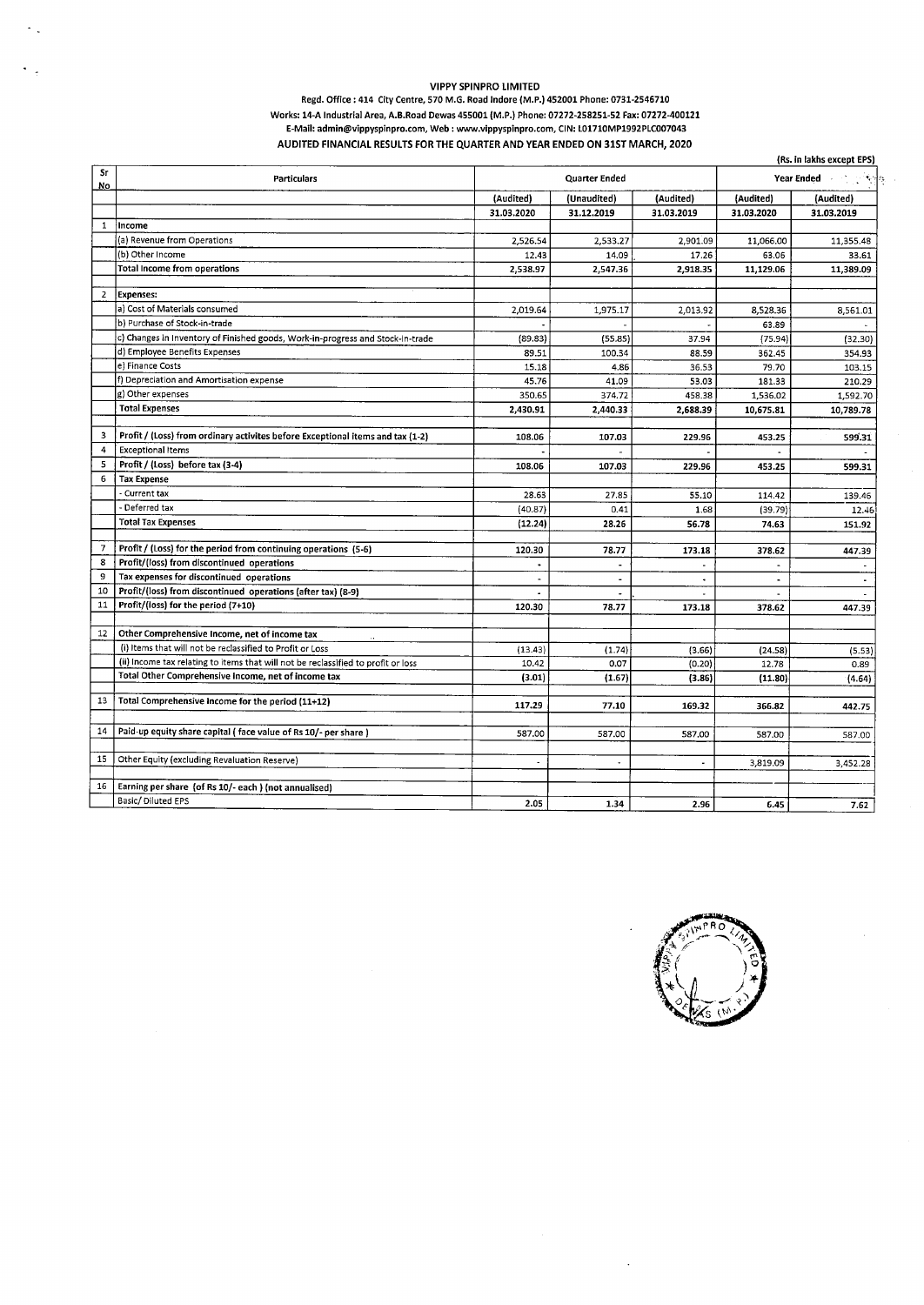# VIPPY SPINPRO LIMITED

Regd. Office : 414 City Centre, 570 M.G. Road Indore (M.P.) 452001 Phone: 0731-2546710

Works: 14-A Industrial Area, A.B.Road Dewas 455001 (M.P.) Phone: 07272-258251-52 Fax: 07272-400121

E-Mail: admin@vippyspinpro.com, Web : www.vippyspinpro.com, CIN: L01710MP1992PLC007043

## AUDITED FINANCIAL RESULTS FOR THE QUARTER AND YEAR ENDED ON 31ST MARCH, 2020

(Rs. in lakhs except EPS)

| Sr No | Particulars | Quarter Ended | | | Year Ended | |
|---|---|---|---|---|---|---|
| | | (Audited) | (Unaudited) | (Audited) | (Audited) | (Audited) |
| | | 31.03.2020 | 31.12.2019 | 31.03.2019 | 31.03.2020 | 31.03.2019 |
| 1 | **Income** | | | | | |
| | (a) Revenue from Operations | 2,526.54 | 2,533.27 | 2,901.09 | 11,066.00 | 11,355.48 |
| | (b) Other Income | 12.43 | 14.09 | 17.26 | 63.06 | 33.61 |
| | **Total Income from operations** | **2,538.97** | **2,547.36** | **2,918.35** | **11,129.06** | **11,389.09** |
| 2 | **Expenses:** | | | | | |
| | a) Cost of Materials consumed | 2,019.64 | 1,975.17 | 2,013.92 | 8,528.36 | 8,561.01 |
| | b) Purchase of Stock-in-trade | - | - | - | 63.89 | - |
| | c) Changes in Inventory of Finished goods, Work-in-progress and Stock-in-trade | (89.83) | (55.85) | 37.94 | (75.94) | (32.30) |
| | d) Employee Benefits Expenses | 89.51 | 100.34 | 88.59 | 362.45 | 354.93 |
| | e) Finance Costs | 15.18 | 4.86 | 36.53 | 79.70 | 103.15 |
| | f) Depreciation and Amortisation expense | 45.76 | 41.09 | 53.03 | 181.33 | 210.29 |
| | g) Other expenses | 350.65 | 374.72 | 458.38 | 1,536.02 | 1,592.70 |
| | **Total Expenses** | **2,430.91** | **2,440.33** | **2,688.39** | **10,675.81** | **10,789.78** |
| 3 | **Profit / (Loss) from ordinary activites before Exceptional items and tax (1-2)** | **108.06** | **107.03** | **229.96** | **453.25** | **599.31** |
| 4 | **Exceptional items** | - | - | | - | - |
| 5 | **Profit / (Loss) before tax (3-4)** | **108.06** | **107.03** | **229.96** | **453.25** | **599.31** |
| 6 | **Tax Expense** | | | | | |
| | - Current tax | 28.63 | 27.85 | 55.10 | 114.42 | 139.46 |
| | - Deferred tax | (40.87) | 0.41 | 1.68 | (39.79) | 12.46 |
| | **Total Tax Expenses** | **(12.24)** | **28.26** | **56.78** | **74.63** | **151.92** |
| 7 | **Profit / (Loss) for the period from continuing operations (5-6)** | **120.30** | **78.77** | **173.18** | **378.62** | **447.39** |
| 8 | **Profit/(loss) from discontinued operations** | - | - | - | - | - |
| 9 | **Tax expenses for discontinued operations** | - | - | - | - | - |
| 10 | **Profit/(loss) from discontinued operations (after tax) (8-9)** | - | - | - | - | - |
| 11 | **Profit/(loss) for the period (7+10)** | **120.30** | **78.77** | **173.18** | **378.62** | **447.39** |
| 12 | **Other Comprehensive Income, net of income tax** | | | | | |
| | (i) Items that will not be reclassified to Profit or Loss | (13.43) | (1.74) | (3.66) | (24.58) | (5.53) |
| | (ii) Income tax relating to items that will not be reclassified to profit or loss | 10.42 | 0.07 | (0.20) | 12.78 | 0.89 |
| | **Total Other Comprehensive Income, net of income tax** | **(3.01)** | **(1.67)** | **(3.86)** | **(11.80)** | **(4.64)** |
| 13 | **Total Comprehensive Income for the period (11+12)** | **117.29** | **77.10** | **169.32** | **366.82** | **442.75** |
| 14 | **Paid-up equity share capital ( face value of Rs 10/- per share )** | 587.00 | 587.00 | 587.00 | 587.00 | 587.00 |
| 15 | **Other Equity (excluding Revaluation Reserve)** | - | - | - | 3,819.09 | 3,452.28 |
| 16 | **Earning per share (of Rs 10/- each ) (not annualised)** | | | | | |
| | Basic/ Diluted EPS | 2.05 | 1.34 | 2.96 | 6.45 | 7.62 |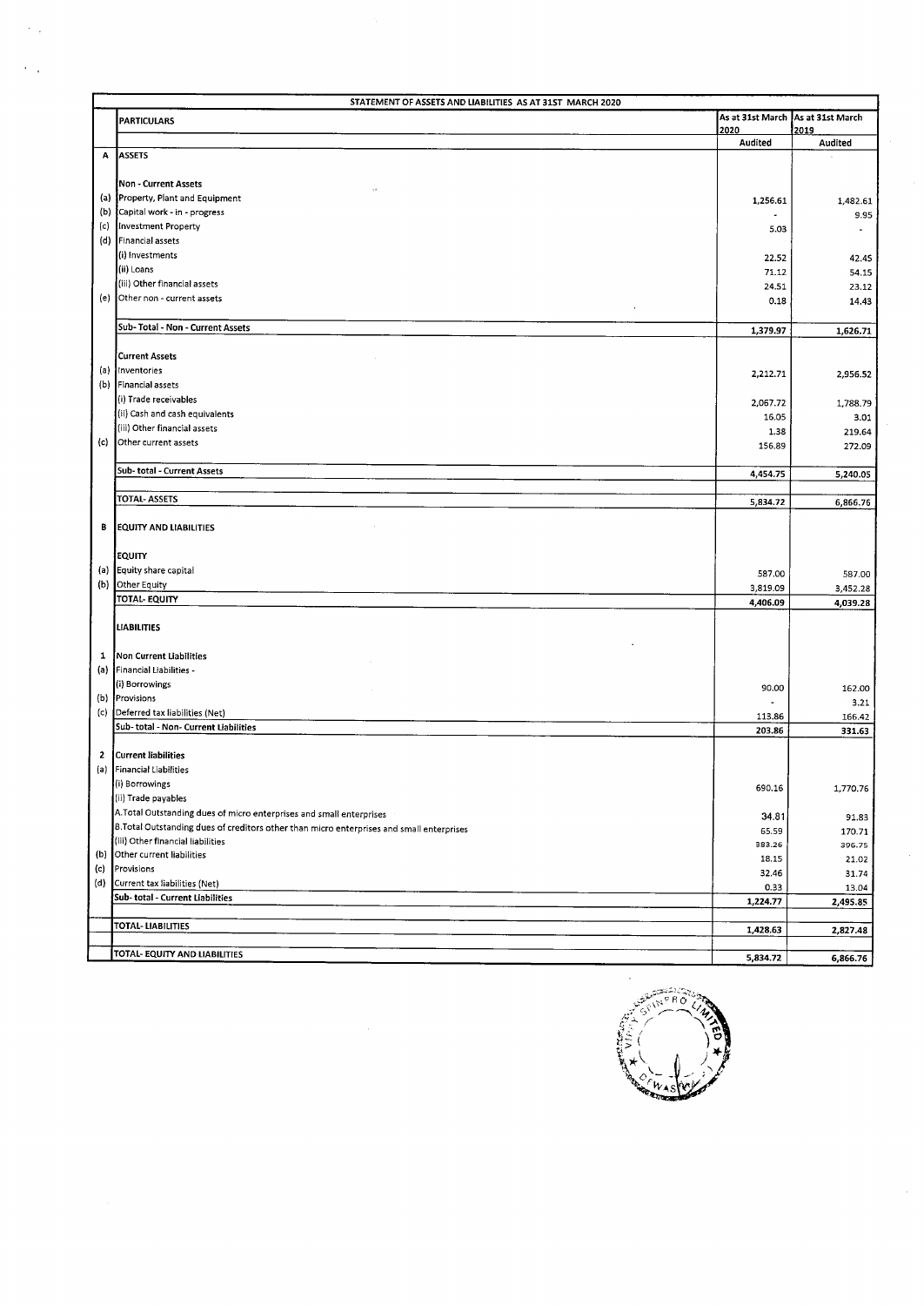| | STATEMENT OF ASSETS AND LIABILITIES AS AT 31ST MARCH 2020 | | |
|---|---|---|---|
| | PARTICULARS | As at 31st March 2020 | As at 31st March 2019 |
| | | Audited | Audited |
| A | ASSETS | | |
| | Non - Current Assets | | |
| (a) | Property, Plant and Equipment | 1,256.61 | 1,482.61 |
| (b) | Capital work - in - progress | - | 9.95 |
| (c) | Investment Property | 5.03 | - |
| (d) | Financial assets | | |
| | (i) Investments | 22.52 | 42.45 |
| | (ii) Loans | 71.12 | 54.15 |
| | (iii) Other financial assets | 24.51 | 23.12 |
| (e) | Other non - current assets | 0.18 | 14.43 |
| | Sub- Total - Non - Current Assets | 1,379.97 | 1,626.71 |
| | Current Assets | | |
| (a) | Inventories | 2,212.71 | 2,956.52 |
| (b) | Financial assets | | |
| | (i) Trade receivables | 2,067.72 | 1,788.79 |
| | (ii) Cash and cash equivalents | 16.05 | 3.01 |
| | (iii) Other financial assets | 1.38 | 219.64 |
| (c) | Other current assets | 156.89 | 272.09 |
| | Sub- total - Current Assets | 4,454.75 | 5,240.05 |
| | TOTAL- ASSETS | 5,834.72 | 6,866.76 |
| B | EQUITY AND LIABILITIES | | |
| | EQUITY | | |
| (a) | Equity share capital | 587.00 | 587.00 |
| (b) | Other Equity | 3,819.09 | 3,452.28 |
| | TOTAL- EQUITY | 4,406.09 | 4,039.28 |
| | LIABILITIES | | |
| 1 | Non Current Liabilities | | |
| (a) | Financial Liabilities - | | |
| | (i) Borrowings | 90.00 | 162.00 |
| (b) | Provisions | - | 3.21 |
| (c) | Deferred tax liabilities (Net) | 113.86 | 166.42 |
| | Sub- total - Non- Current Liabilities | 203.86 | 331.63 |
| 2 | Current liabilities | | |
| (a) | Financial Liabilities | | |
| | (i) Borrowings | 690.16 | 1,770.76 |
| | (ii) Trade payables | | |
| | A.Total Outstanding dues of micro enterprises and small enterprises | 34.81 | 91.83 |
| | B.Total Outstanding dues of creditors other than micro enterprises and small enterprises | 65.59 | 170.71 |
| | (iii) Other financial liabilities | 383.26 | 396.75 |
| (b) | Other current liabilities | 18.15 | 21.02 |
| (c) | Provisions | 32.46 | 31.74 |
| (d) | Current tax liabilities (Net) | 0.33 | 13.04 |
| | Sub- total - Current Liabilities | 1,224.77 | 2,495.85 |
| | TOTAL- LIABILITIES | 1,428.63 | 2,827.48 |
| | TOTAL- EQUITY AND LIABILITIES | 5,834.72 | 6,866.76 |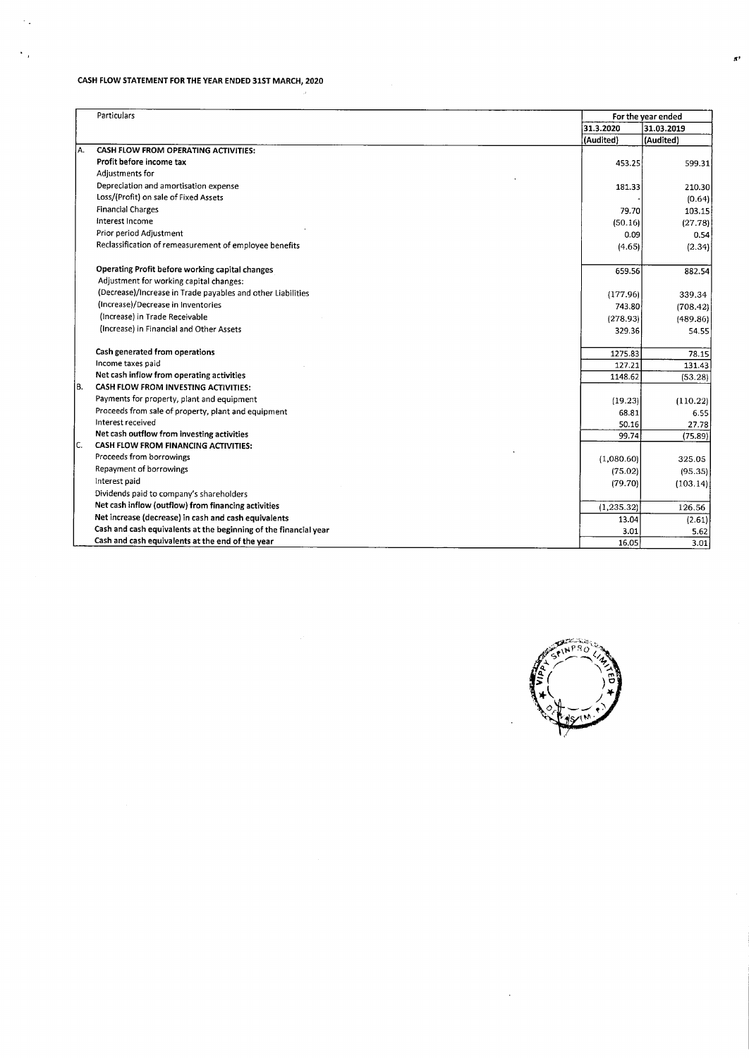# CASH FLOW STATEMENT FOR THE YEAR ENDED 31ST MARCH, 2020

| | Particulars | For the year ended | |
|---|---|---|---|
| | | 31.3.2020 | 31.03.2019 |
| | | (Audited) | (Audited) |
| A. | **CASH FLOW FROM OPERATING ACTIVITIES:** | | |
| | **Profit before income tax** | 453.25 | 599.31 |
| | Adjustments for | | |
| | Depreciation and amortisation expense | 181.33 | 210.30 |
| | Loss/(Profit) on sale of Fixed Assets | - | (0.64) |
| | Financial Charges | 79.70 | 103.15 |
| | Interest Income | (50.16) | (27.78) |
| | Prior period Adjustment | 0.09 | 0.54 |
| | Reclassification of remeasurement of employee benefits | (4.65) | (2.34) |
| | **Operating Profit before working capital changes** | 659.56 | 882.54 |
| | Adjustment for working capital changes: | | |
| | (Decrease)/Increase in Trade payables and other Liabilities | (177.96) | 339.34 |
| | (Increase)/Decrease in Inventories | 743.80 | (708.42) |
| | (Increase) in Trade Receivable | (278.93) | (489.86) |
| | (Increase) in Financial and Other Assets | 329.36 | 54.55 |
| | **Cash generated from operations** | 1275.83 | 78.15 |
| | Income taxes paid | 127.21 | 131.43 |
| | **Net cash inflow from operating activities** | 1148.62 | (53.28) |
| B. | **CASH FLOW FROM INVESTING ACTIVITIES:** | | |
| | Payments for property, plant and equipment | (19.23) | (110.22) |
| | Proceeds from sale of property, plant and equipment | 68.81 | 6.55 |
| | Interest received | 50.16 | 27.78 |
| | **Net cash outflow from investing activities** | 99.74 | (75.89) |
| C. | **CASH FLOW FROM FINANCING ACTIVITIES:** | | |
| | Proceeds from borrowings | (1,080.60) | 325.05 |
| | Repayment of borrowings | (75.02) | (95.35) |
| | Interest paid | (79.70) | (103.14) |
| | Dividends paid to company's shareholders | | |
| | **Net cash inflow (outflow) from financing activities** | (1,235.32) | 126.56 |
| | **Net increase (decrease) in cash and cash equivalents** | 13.04 | (2.61) |
| | **Cash and cash equivalents at the beginning of the financial year** | 3.01 | 5.62 |
| | **Cash and cash equivalents at the end of the year** | 16.05 | 3.01 |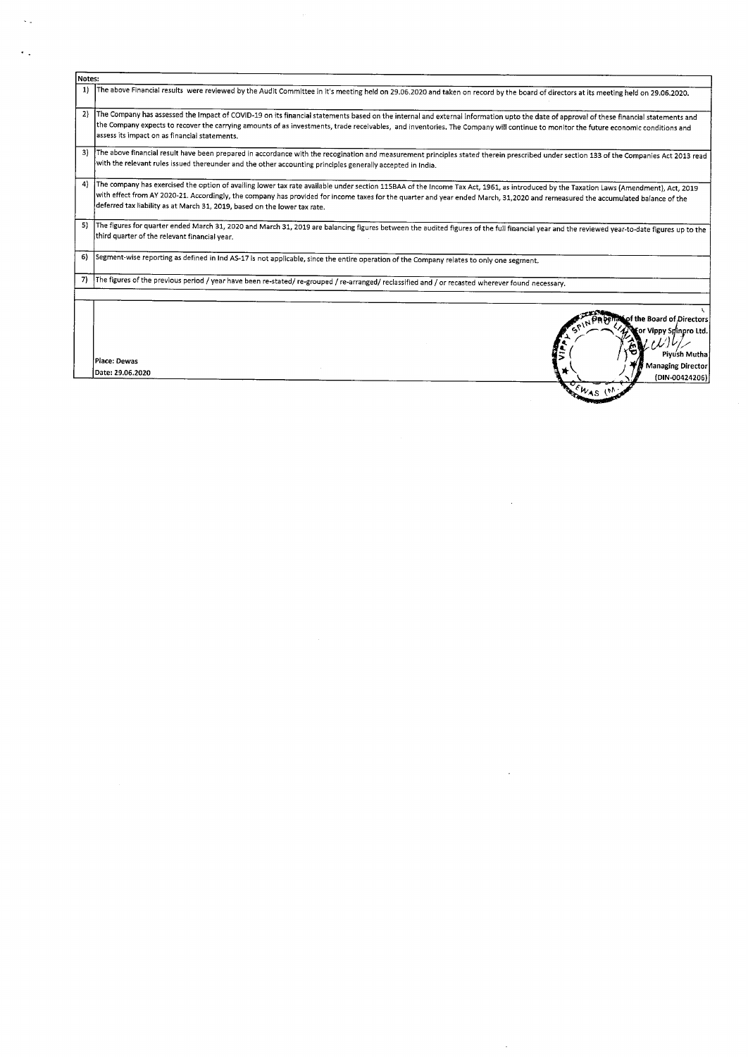**Notes:**

| | |
|---|---|
| 1) | The above Financial results were reviewed by the Audit Committee in it's meeting held on 29.06.2020 and taken on record by the board of directors at its meeting held on 29.06.2020. |
| 2) | The Company has assessed the Impact of COVID-19 on its financial statements based on the internal and external information upto the date of approval of these financial statements and the Company expects to recover the carrying amounts of as investments, trade receivables, and inventories. The Company will continue to monitor the future economic conditions and assess its impact on as financial statements. |
| 3) | The above financial result have been prepared in accordance with the recogination and measurement principles stated therein prescribed under section 133 of the Companies Act 2013 read with the relevant rules issued thereunder and the other accounting principles generally accepted in India. |
| 4) | The company has exercised the option of availing lower tax rate available under section 115BAA of the Income Tax Act, 1961, as introduced by the Taxation Laws (Amendment), Act, 2019 with effect from AY 2020-21. Accordingly, the company has provided for income taxes for the quarter and year ended March, 31,2020 and remeasured the accumulated balance of the deferred tax liability as at March 31, 2019, based on the lower tax rate. |
| 5) | The figures for quarter ended March 31, 2020 and March 31, 2019 are balancing figures between the audited figures of the full financial year and the reviewed year-to-date figures up to the third quarter of the relevant financial year. |
| 6) | Segment-wise reporting as defined in Ind AS-17 is not applicable, since the entire operation of the Company relates to only one segment. |
| 7) | The figures of the previous period / year have been re-stated/ re-grouped / re-arranged/ reclassified and / or recasted wherever found necessary. |

Place: Dewas
Date: 29.06.2020

On behalf of the Board of Directors
For Vippy Spinpro Ltd.

Piyush Mutha
Managing Director
(DIN-00424206)